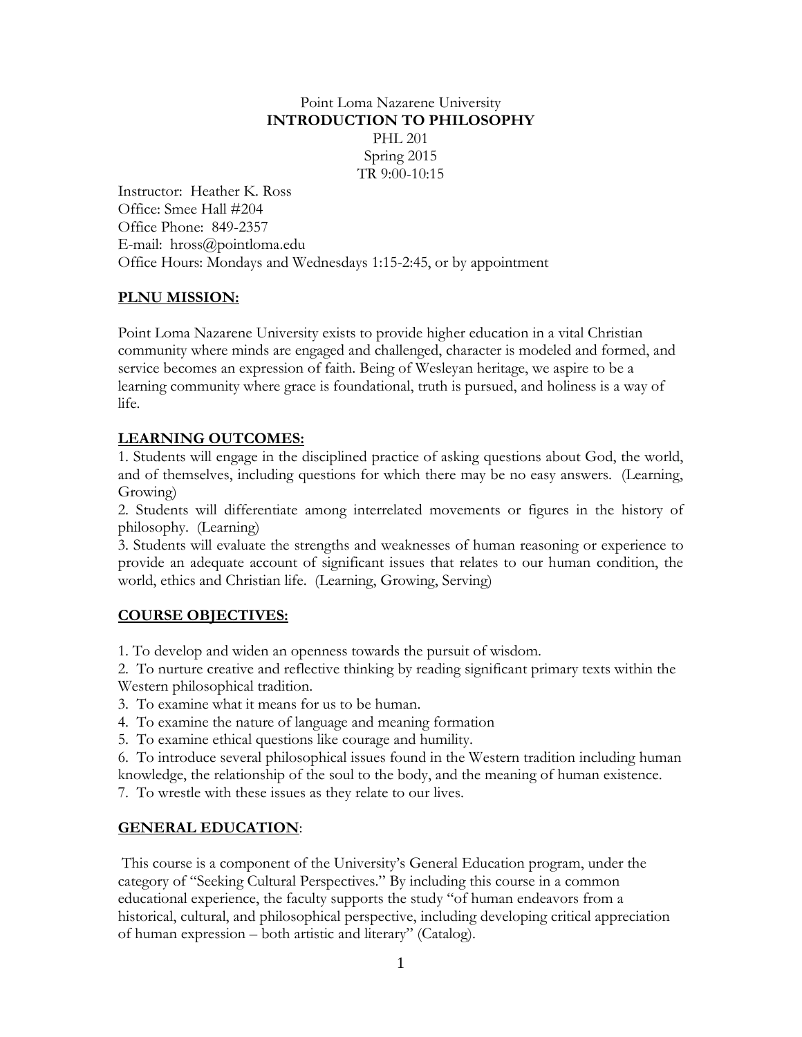Point Loma Nazarene University

# INTRODUCTION TO PHILOSOPHY

PHL 201
Spring 2015
TR 9:00-10:15

Instructor: Heather K. Ross
Office: Smee Hall #204
Office Phone: 849-2357
E-mail: hross@pointloma.edu
Office Hours: Mondays and Wednesdays 1:15-2:45, or by appointment

## PLNU MISSION:

Point Loma Nazarene University exists to provide higher education in a vital Christian community where minds are engaged and challenged, character is modeled and formed, and service becomes an expression of faith. Being of Wesleyan heritage, we aspire to be a learning community where grace is foundational, truth is pursued, and holiness is a way of life.

## LEARNING OUTCOMES:

1. Students will engage in the disciplined practice of asking questions about God, the world, and of themselves, including questions for which there may be no easy answers. (Learning, Growing)
2. Students will differentiate among interrelated movements or figures in the history of philosophy. (Learning)
3. Students will evaluate the strengths and weaknesses of human reasoning or experience to provide an adequate account of significant issues that relates to our human condition, the world, ethics and Christian life. (Learning, Growing, Serving)

## COURSE OBJECTIVES:

1. To develop and widen an openness towards the pursuit of wisdom.
2. To nurture creative and reflective thinking by reading significant primary texts within the Western philosophical tradition.
3. To examine what it means for us to be human.
4. To examine the nature of language and meaning formation
5. To examine ethical questions like courage and humility.
6. To introduce several philosophical issues found in the Western tradition including human knowledge, the relationship of the soul to the body, and the meaning of human existence.
7. To wrestle with these issues as they relate to our lives.

## GENERAL EDUCATION:

This course is a component of the University's General Education program, under the category of "Seeking Cultural Perspectives." By including this course in a common educational experience, the faculty supports the study "of human endeavors from a historical, cultural, and philosophical perspective, including developing critical appreciation of human expression – both artistic and literary" (Catalog).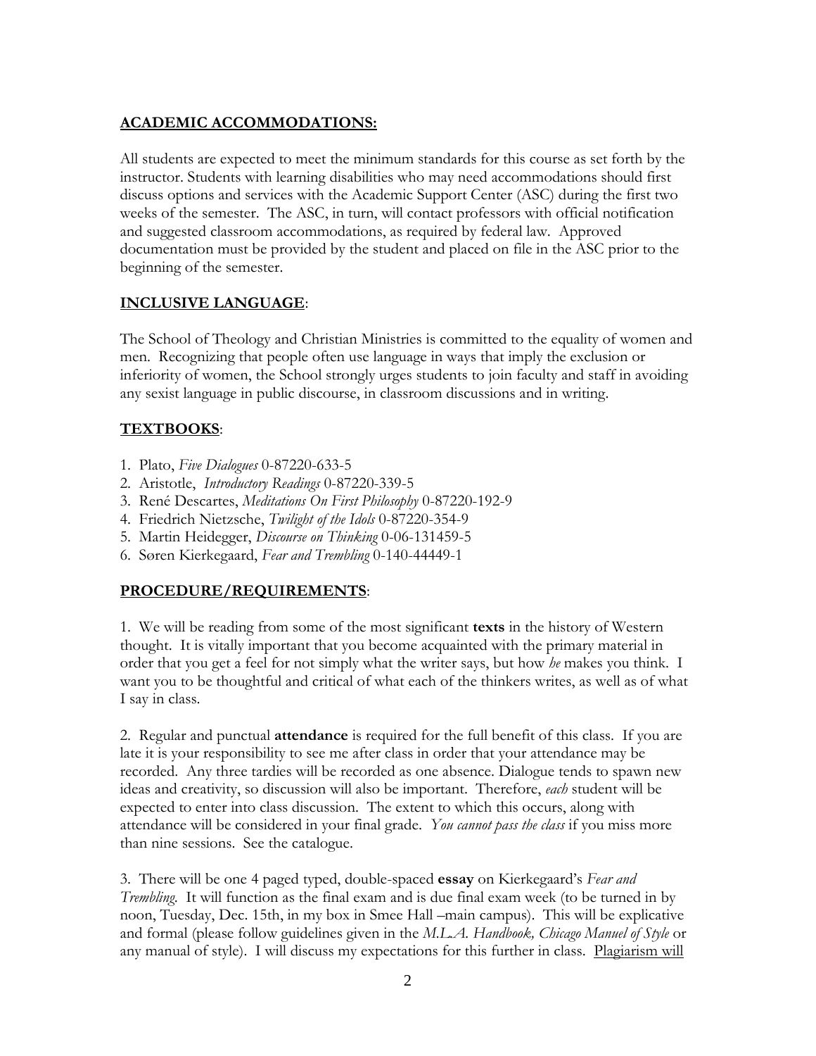**ACADEMIC ACCOMMODATIONS:**

All students are expected to meet the minimum standards for this course as set forth by the instructor. Students with learning disabilities who may need accommodations should first discuss options and services with the Academic Support Center (ASC) during the first two weeks of the semester. The ASC, in turn, will contact professors with official notification and suggested classroom accommodations, as required by federal law. Approved documentation must be provided by the student and placed on file in the ASC prior to the beginning of the semester.

**INCLUSIVE LANGUAGE**:

The School of Theology and Christian Ministries is committed to the equality of women and men. Recognizing that people often use language in ways that imply the exclusion or inferiority of women, the School strongly urges students to join faculty and staff in avoiding any sexist language in public discourse, in classroom discussions and in writing.

**TEXTBOOKS**:

1. Plato, *Five Dialogues* 0-87220-633-5
2. Aristotle, *Introductory Readings* 0-87220-339-5
3. René Descartes, *Meditations On First Philosophy* 0-87220-192-9
4. Friedrich Nietzsche, *Twilight of the Idols* 0-87220-354-9
5. Martin Heidegger, *Discourse on Thinking* 0-06-131459-5
6. Søren Kierkegaard, *Fear and Trembling* 0-140-44449-1

**PROCEDURE/REQUIREMENTS**:

1. We will be reading from some of the most significant **texts** in the history of Western thought. It is vitally important that you become acquainted with the primary material in order that you get a feel for not simply what the writer says, but how *he* makes you think. I want you to be thoughtful and critical of what each of the thinkers writes, as well as of what I say in class.

2. Regular and punctual **attendance** is required for the full benefit of this class. If you are late it is your responsibility to see me after class in order that your attendance may be recorded. Any three tardies will be recorded as one absence. Dialogue tends to spawn new ideas and creativity, so discussion will also be important. Therefore, *each* student will be expected to enter into class discussion. The extent to which this occurs, along with attendance will be considered in your final grade. *You cannot pass the class* if you miss more than nine sessions. See the catalogue.

3. There will be one 4 paged typed, double-spaced **essay** on Kierkegaard's *Fear and Trembling*. It will function as the final exam and is due final exam week (to be turned in by noon, Tuesday, Dec. 15th, in my box in Smee Hall –main campus). This will be explicative and formal (please follow guidelines given in the *M.L.A. Handbook, Chicago Manuel of Style* or any manual of style). I will discuss my expectations for this further in class. <u>Plagiarism will</u>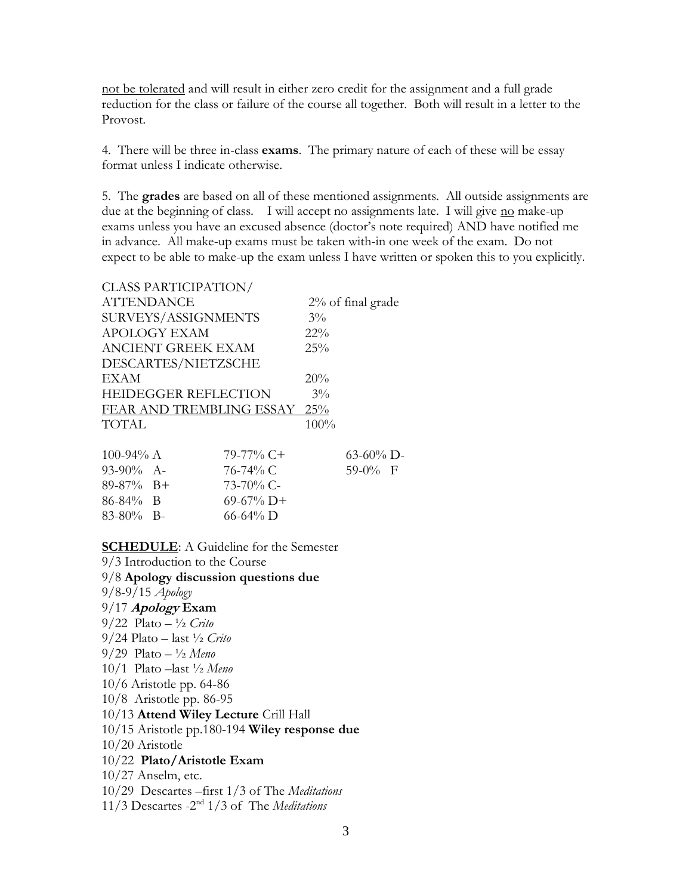not be tolerated and will result in either zero credit for the assignment and a full grade reduction for the class or failure of the course all together. Both will result in a letter to the Provost.

4. There will be three in-class **exams**. The primary nature of each of these will be essay format unless I indicate otherwise.

5. The **grades** are based on all of these mentioned assignments. All outside assignments are due at the beginning of class. I will accept no assignments late. I will give no make-up exams unless you have an excused absence (doctor's note required) AND have notified me in advance. All make-up exams must be taken with-in one week of the exam. Do not expect to be able to make-up the exam unless I have written or spoken this to you explicitly.

| | |
|---|---|
| CLASS PARTICIPATION/ ATTENDANCE | 2% of final grade |
| SURVEYS/ASSIGNMENTS | 3% |
| APOLOGY EXAM | 22% |
| ANCIENT GREEK EXAM | 25% |
| DESCARTES/NIETZSCHE EXAM | 20% |
| HEIDEGGER REFLECTION | 3% |
| FEAR AND TREMBLING ESSAY | 25% |
| TOTAL | 100% |

| | | |
|---|---|---|
| 100-94% A | 79-77% C+ | 63-60% D- |
| 93-90% A- | 76-74% C | 59-0% F |
| 89-87% B+ | 73-70% C- | |
| 86-84% B | 69-67% D+ | |
| 83-80% B- | 66-64% D | |

**SCHEDULE**: A Guideline for the Semester

9/3 Introduction to the Course
9/8 **Apology discussion questions due**
9/8-9/15 *Apology*
9/17 ***Apology* Exam**
9/22 Plato – ½ *Crito*
9/24 Plato – last ½ *Crito*
9/29 Plato – ½ *Meno*
10/1 Plato –last ½ *Meno*
10/6 Aristotle pp. 64-86
10/8 Aristotle pp. 86-95
10/13 **Attend Wiley Lecture** Crill Hall
10/15 Aristotle pp.180-194 **Wiley response due**
10/20 Aristotle
10/22 **Plato/Aristotle Exam**
10/27 Anselm, etc.
10/29 Descartes –first 1/3 of The *Meditations*
11/3 Descartes -2nd 1/3 of The *Meditations*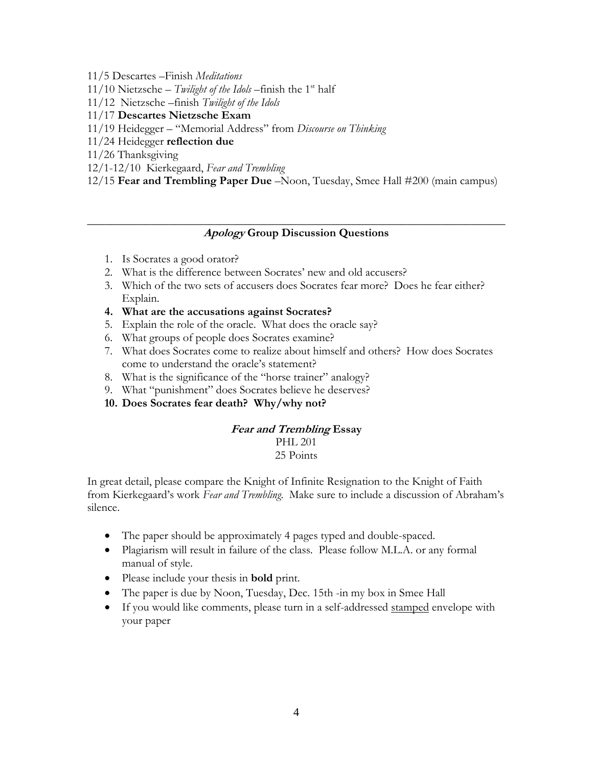11/5 Descartes –Finish *Meditations*
11/10 Nietzsche – *Twilight of the Idols* –finish the 1st half
11/12 Nietzsche –finish *Twilight of the Idols*
11/17 **Descartes Nietzsche Exam**
11/19 Heidegger – "Memorial Address" from *Discourse on Thinking*
11/24 Heidegger **reflection due**
11/26 Thanksgiving
12/1-12/10 Kierkegaard, *Fear and Trembling*
12/15 **Fear and Trembling Paper Due** –Noon, Tuesday, Smee Hall #200 (main campus)

---

## ***Apology* Group Discussion Questions**

1. Is Socrates a good orator?
2. What is the difference between Socrates' new and old accusers?
3. Which of the two sets of accusers does Socrates fear more? Does he fear either? Explain.
4. **What are the accusations against Socrates?**
5. Explain the role of the oracle. What does the oracle say?
6. What groups of people does Socrates examine?
7. What does Socrates come to realize about himself and others? How does Socrates come to understand the oracle's statement?
8. What is the significance of the "horse trainer" analogy?
9. What "punishment" does Socrates believe he deserves?
10. **Does Socrates fear death? Why/why not?**

## ***Fear and Trembling* Essay**

PHL 201
25 Points

In great detail, please compare the Knight of Infinite Resignation to the Knight of Faith from Kierkegaard's work *Fear and Trembling.* Make sure to include a discussion of Abraham's silence.

- The paper should be approximately 4 pages typed and double-spaced.
- Plagiarism will result in failure of the class. Please follow M.L.A. or any formal manual of style.
- Please include your thesis in **bold** print.
- The paper is due by Noon, Tuesday, Dec. 15th -in my box in Smee Hall
- If you would like comments, please turn in a self-addressed <u>stamped</u> envelope with your paper